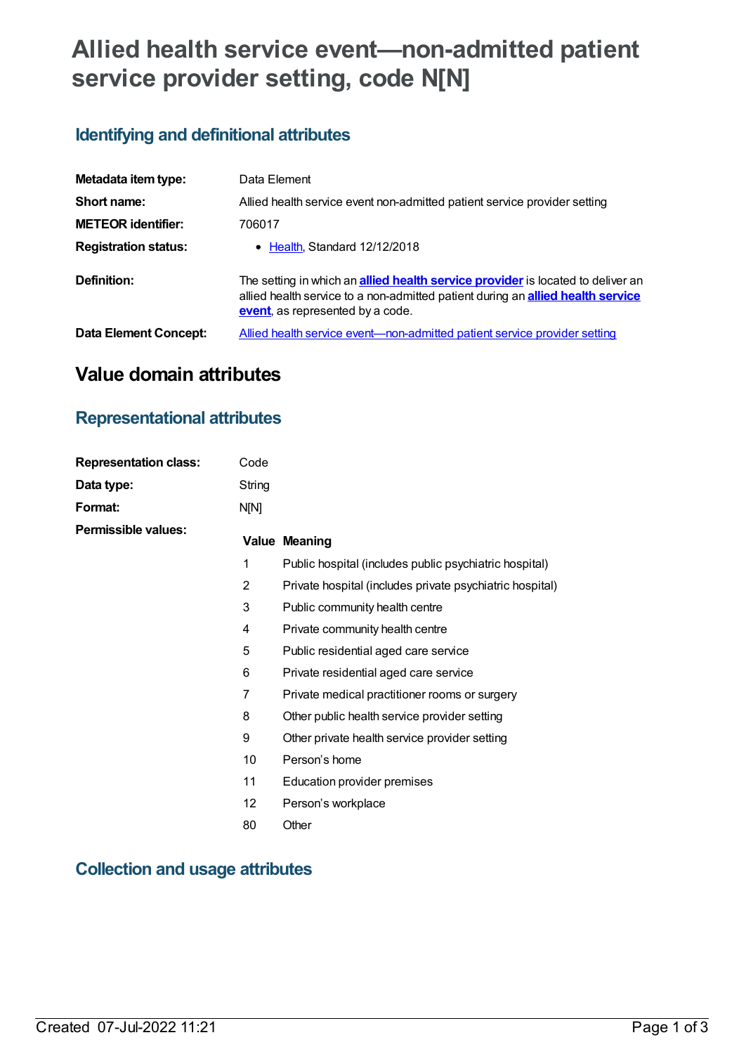# Allied health service event—non-admitted patient service provider setting, code N[N]

## Identifying and definitional attributes

| | |
|---|---|
| **Metadata item type:** | Data Element |
| **Short name:** | Allied health service event non-admitted patient service provider setting |
| **METEOR identifier:** | 706017 |
| **Registration status:** | • Health, Standard 12/12/2018 |
| **Definition:** | The setting in which an **allied health service provider** is located to deliver an allied health service to a non-admitted patient during an **allied health service event**, as represented by a code. |
| **Data Element Concept:** | Allied health service event—non-admitted patient service provider setting |

# Value domain attributes

## Representational attributes

| | |
|---|---|
| **Representation class:** | Code |
| **Data type:** | String |
| **Format:** | N[N] |

**Permissible values:**

| Value | Meaning |
|---|---|
| 1 | Public hospital (includes public psychiatric hospital) |
| 2 | Private hospital (includes private psychiatric hospital) |
| 3 | Public community health centre |
| 4 | Private community health centre |
| 5 | Public residential aged care service |
| 6 | Private residential aged care service |
| 7 | Private medical practitioner rooms or surgery |
| 8 | Other public health service provider setting |
| 9 | Other private health service provider setting |
| 10 | Person’s home |
| 11 | Education provider premises |
| 12 | Person’s workplace |
| 80 | Other |

## Collection and usage attributes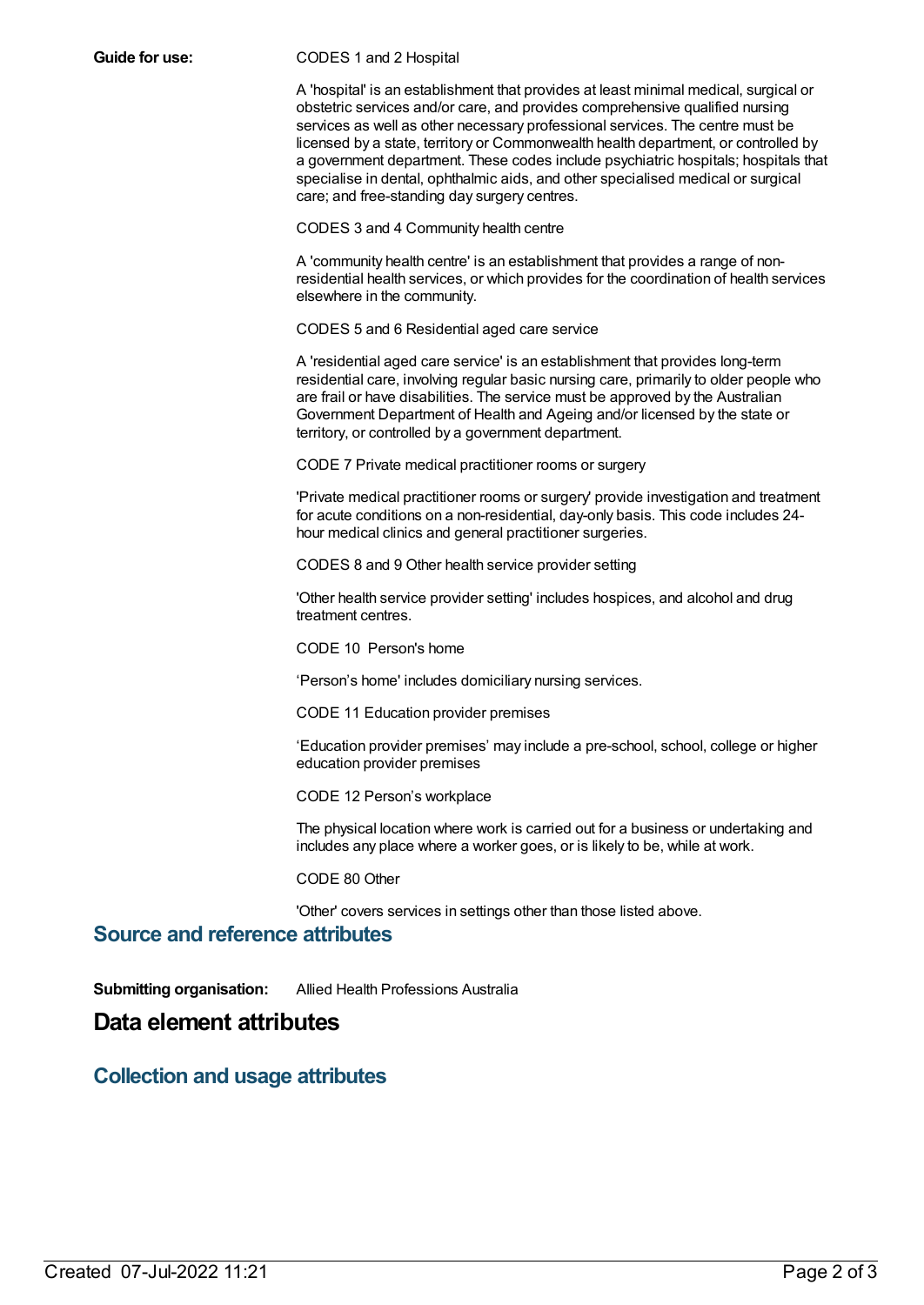**Guide for use:**

CODES 1 and 2 Hospital

A 'hospital' is an establishment that provides at least minimal medical, surgical or obstetric services and/or care, and provides comprehensive qualified nursing services as well as other necessary professional services. The centre must be licensed by a state, territory or Commonwealth health department, or controlled by a government department. These codes include psychiatric hospitals; hospitals that specialise in dental, ophthalmic aids, and other specialised medical or surgical care; and free-standing day surgery centres.

CODES 3 and 4 Community health centre

A 'community health centre' is an establishment that provides a range of non-residential health services, or which provides for the coordination of health services elsewhere in the community.

CODES 5 and 6 Residential aged care service

A 'residential aged care service' is an establishment that provides long-term residential care, involving regular basic nursing care, primarily to older people who are frail or have disabilities. The service must be approved by the Australian Government Department of Health and Ageing and/or licensed by the state or territory, or controlled by a government department.

CODE 7 Private medical practitioner rooms or surgery

'Private medical practitioner rooms or surgery' provide investigation and treatment for acute conditions on a non-residential, day-only basis. This code includes 24-hour medical clinics and general practitioner surgeries.

CODES 8 and 9 Other health service provider setting

'Other health service provider setting' includes hospices, and alcohol and drug treatment centres.

CODE 10 Person's home

'Person's home' includes domiciliary nursing services.

CODE 11 Education provider premises

'Education provider premises' may include a pre-school, school, college or higher education provider premises

CODE 12 Person's workplace

The physical location where work is carried out for a business or undertaking and includes any place where a worker goes, or is likely to be, while at work.

CODE 80 Other

'Other' covers services in settings other than those listed above.

## Source and reference attributes

**Submitting organisation:** Allied Health Professions Australia

# Data element attributes

## Collection and usage attributes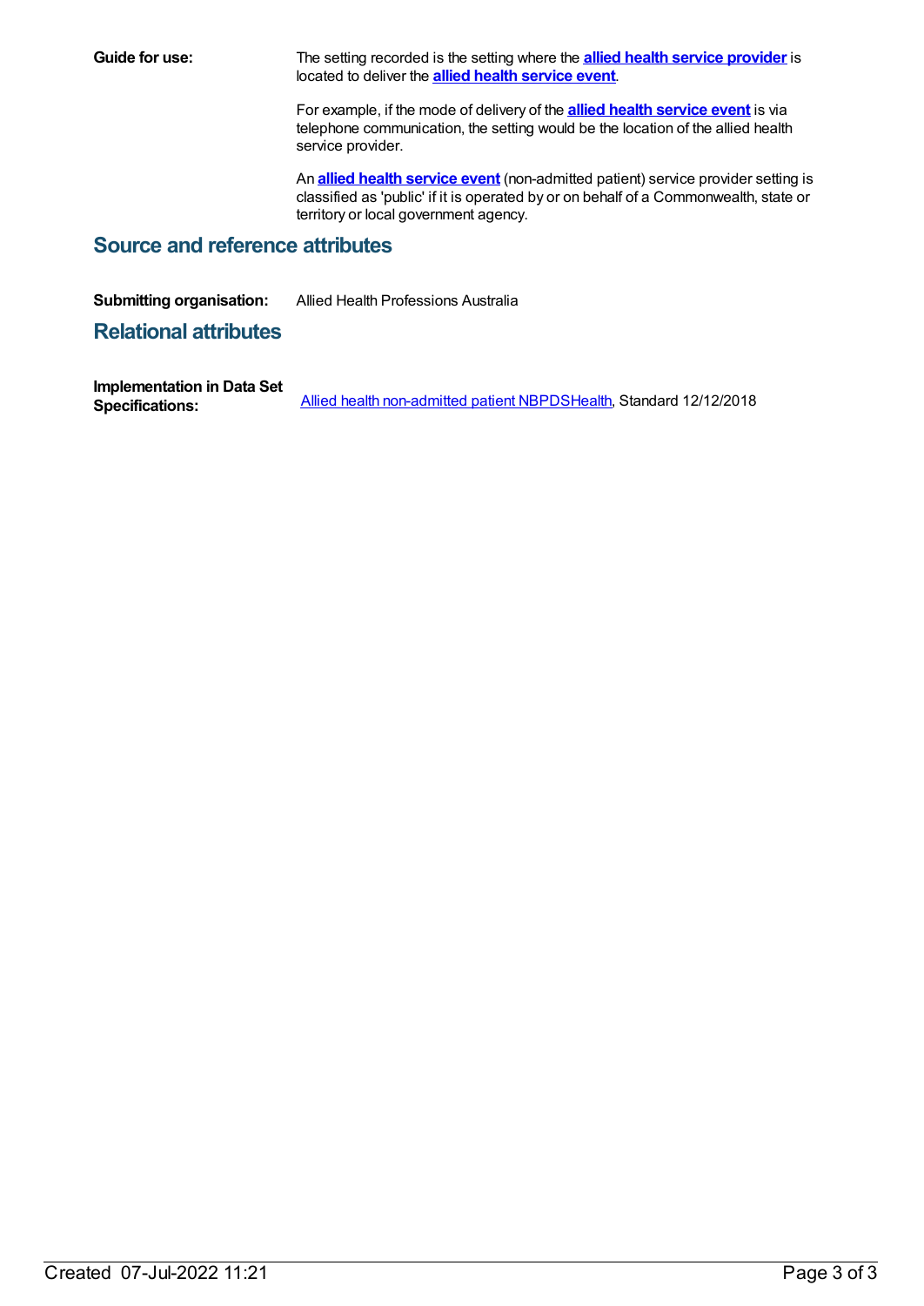**Guide for use:**

The setting recorded is the setting where the **allied health service provider** is located to deliver the **allied health service event**.

For example, if the mode of delivery of the **allied health service event** is via telephone communication, the setting would be the location of the allied health service provider.

An **allied health service event** (non-admitted patient) service provider setting is classified as 'public' if it is operated by or on behalf of a Commonwealth, state or territory or local government agency.

## Source and reference attributes

**Submitting organisation:** Allied Health Professions Australia

## Relational attributes

**Implementation in Data Set Specifications:** Allied health non-admitted patient NBPDSHealth, Standard 12/12/2018